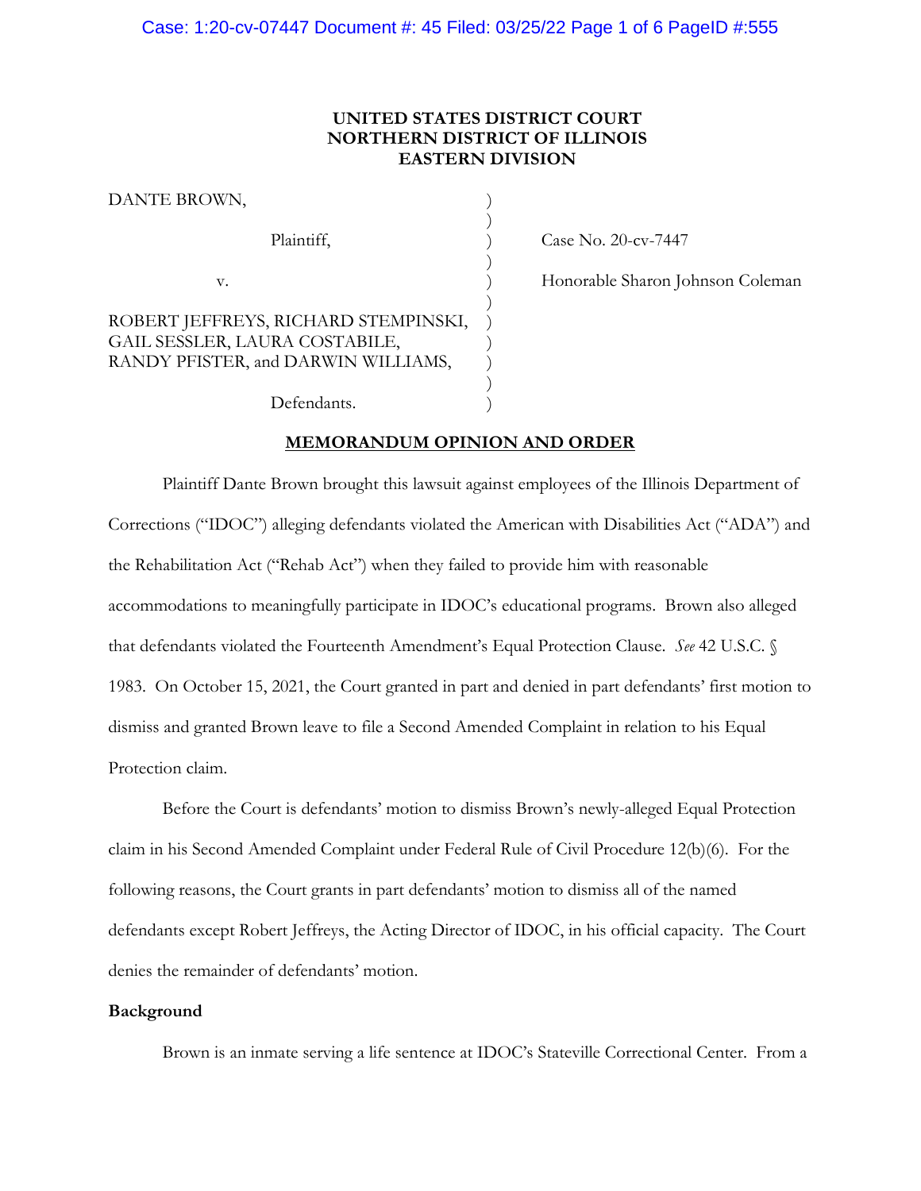# UNITED STATES DISTRICT COURT
# NORTHERN DISTRICT OF ILLINOIS
# EASTERN DIVISION

DANTE BROWN,

Plaintiff,

v.

ROBERT JEFFREYS, RICHARD STEMPINSKI, GAIL SESSLER, LAURA COSTABILE, RANDY PFISTER, and DARWIN WILLIAMS,

Defendants.

Case No. 20-cv-7447

Honorable Sharon Johnson Coleman

## MEMORANDUM OPINION AND ORDER

Plaintiff Dante Brown brought this lawsuit against employees of the Illinois Department of Corrections ("IDOC") alleging defendants violated the American with Disabilities Act ("ADA") and the Rehabilitation Act ("Rehab Act") when they failed to provide him with reasonable accommodations to meaningfully participate in IDOC's educational programs. Brown also alleged that defendants violated the Fourteenth Amendment's Equal Protection Clause. *See* 42 U.S.C. § 1983. On October 15, 2021, the Court granted in part and denied in part defendants' first motion to dismiss and granted Brown leave to file a Second Amended Complaint in relation to his Equal Protection claim.

Before the Court is defendants' motion to dismiss Brown's newly-alleged Equal Protection claim in his Second Amended Complaint under Federal Rule of Civil Procedure 12(b)(6). For the following reasons, the Court grants in part defendants' motion to dismiss all of the named defendants except Robert Jeffreys, the Acting Director of IDOC, in his official capacity. The Court denies the remainder of defendants' motion.

**Background**

Brown is an inmate serving a life sentence at IDOC's Stateville Correctional Center. From a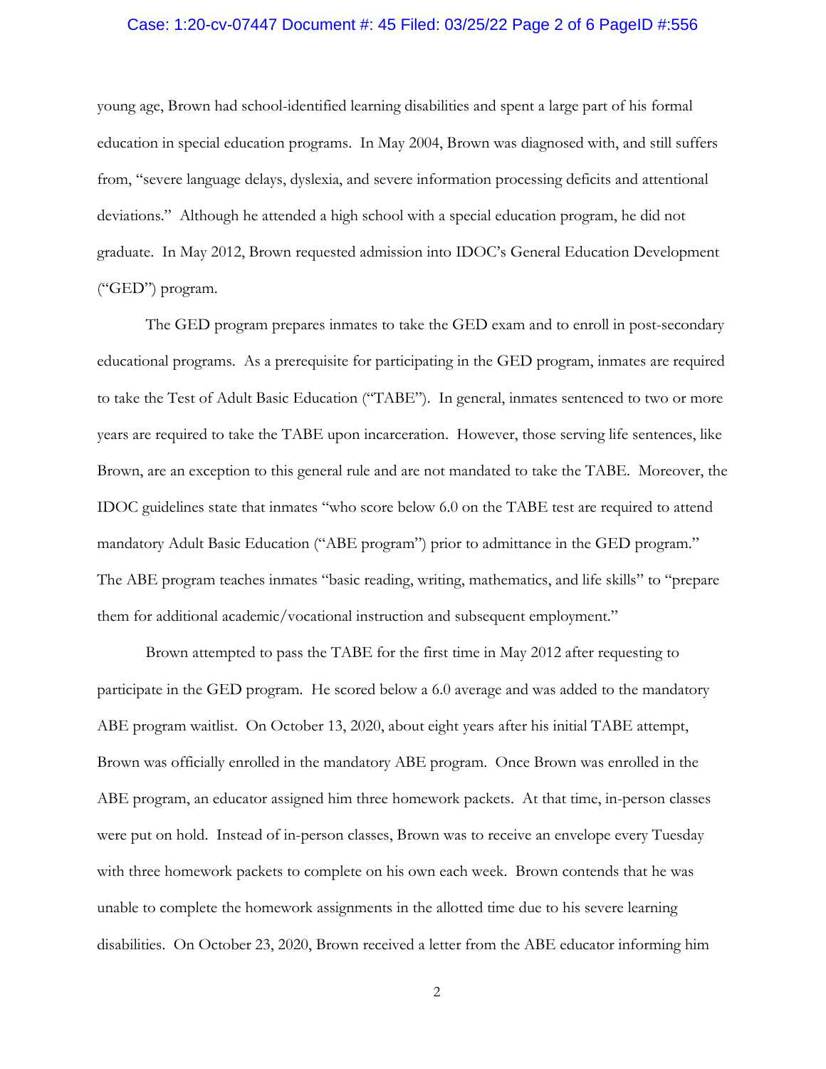young age, Brown had school-identified learning disabilities and spent a large part of his formal education in special education programs. In May 2004, Brown was diagnosed with, and still suffers from, "severe language delays, dyslexia, and severe information processing deficits and attentional deviations." Although he attended a high school with a special education program, he did not graduate. In May 2012, Brown requested admission into IDOC's General Education Development ("GED") program.

The GED program prepares inmates to take the GED exam and to enroll in post-secondary educational programs. As a prerequisite for participating in the GED program, inmates are required to take the Test of Adult Basic Education ("TABE"). In general, inmates sentenced to two or more years are required to take the TABE upon incarceration. However, those serving life sentences, like Brown, are an exception to this general rule and are not mandated to take the TABE. Moreover, the IDOC guidelines state that inmates "who score below 6.0 on the TABE test are required to attend mandatory Adult Basic Education ("ABE program") prior to admittance in the GED program." The ABE program teaches inmates "basic reading, writing, mathematics, and life skills" to "prepare them for additional academic/vocational instruction and subsequent employment."

Brown attempted to pass the TABE for the first time in May 2012 after requesting to participate in the GED program. He scored below a 6.0 average and was added to the mandatory ABE program waitlist. On October 13, 2020, about eight years after his initial TABE attempt, Brown was officially enrolled in the mandatory ABE program. Once Brown was enrolled in the ABE program, an educator assigned him three homework packets. At that time, in-person classes were put on hold. Instead of in-person classes, Brown was to receive an envelope every Tuesday with three homework packets to complete on his own each week. Brown contends that he was unable to complete the homework assignments in the allotted time due to his severe learning disabilities. On October 23, 2020, Brown received a letter from the ABE educator informing him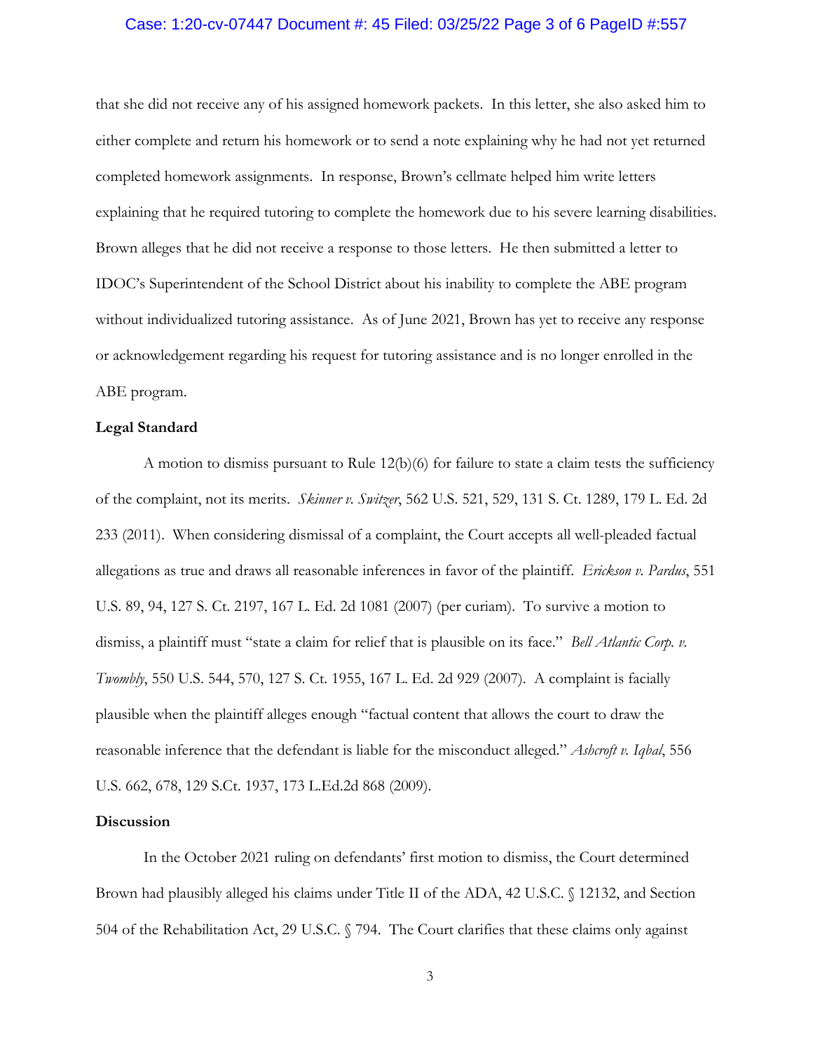that she did not receive any of his assigned homework packets. In this letter, she also asked him to either complete and return his homework or to send a note explaining why he had not yet returned completed homework assignments. In response, Brown's cellmate helped him write letters explaining that he required tutoring to complete the homework due to his severe learning disabilities. Brown alleges that he did not receive a response to those letters. He then submitted a letter to IDOC's Superintendent of the School District about his inability to complete the ABE program without individualized tutoring assistance. As of June 2021, Brown has yet to receive any response or acknowledgement regarding his request for tutoring assistance and is no longer enrolled in the ABE program.

**Legal Standard**

A motion to dismiss pursuant to Rule 12(b)(6) for failure to state a claim tests the sufficiency of the complaint, not its merits. *Skinner v. Switzer*, 562 U.S. 521, 529, 131 S. Ct. 1289, 179 L. Ed. 2d 233 (2011). When considering dismissal of a complaint, the Court accepts all well-pleaded factual allegations as true and draws all reasonable inferences in favor of the plaintiff. *Erickson v. Pardus*, 551 U.S. 89, 94, 127 S. Ct. 2197, 167 L. Ed. 2d 1081 (2007) (per curiam). To survive a motion to dismiss, a plaintiff must "state a claim for relief that is plausible on its face." *Bell Atlantic Corp. v. Twombly*, 550 U.S. 544, 570, 127 S. Ct. 1955, 167 L. Ed. 2d 929 (2007). A complaint is facially plausible when the plaintiff alleges enough "factual content that allows the court to draw the reasonable inference that the defendant is liable for the misconduct alleged." *Ashcroft v. Iqbal*, 556 U.S. 662, 678, 129 S.Ct. 1937, 173 L.Ed.2d 868 (2009).

**Discussion**

In the October 2021 ruling on defendants' first motion to dismiss, the Court determined Brown had plausibly alleged his claims under Title II of the ADA, 42 U.S.C. § 12132, and Section 504 of the Rehabilitation Act, 29 U.S.C. § 794. The Court clarifies that these claims only against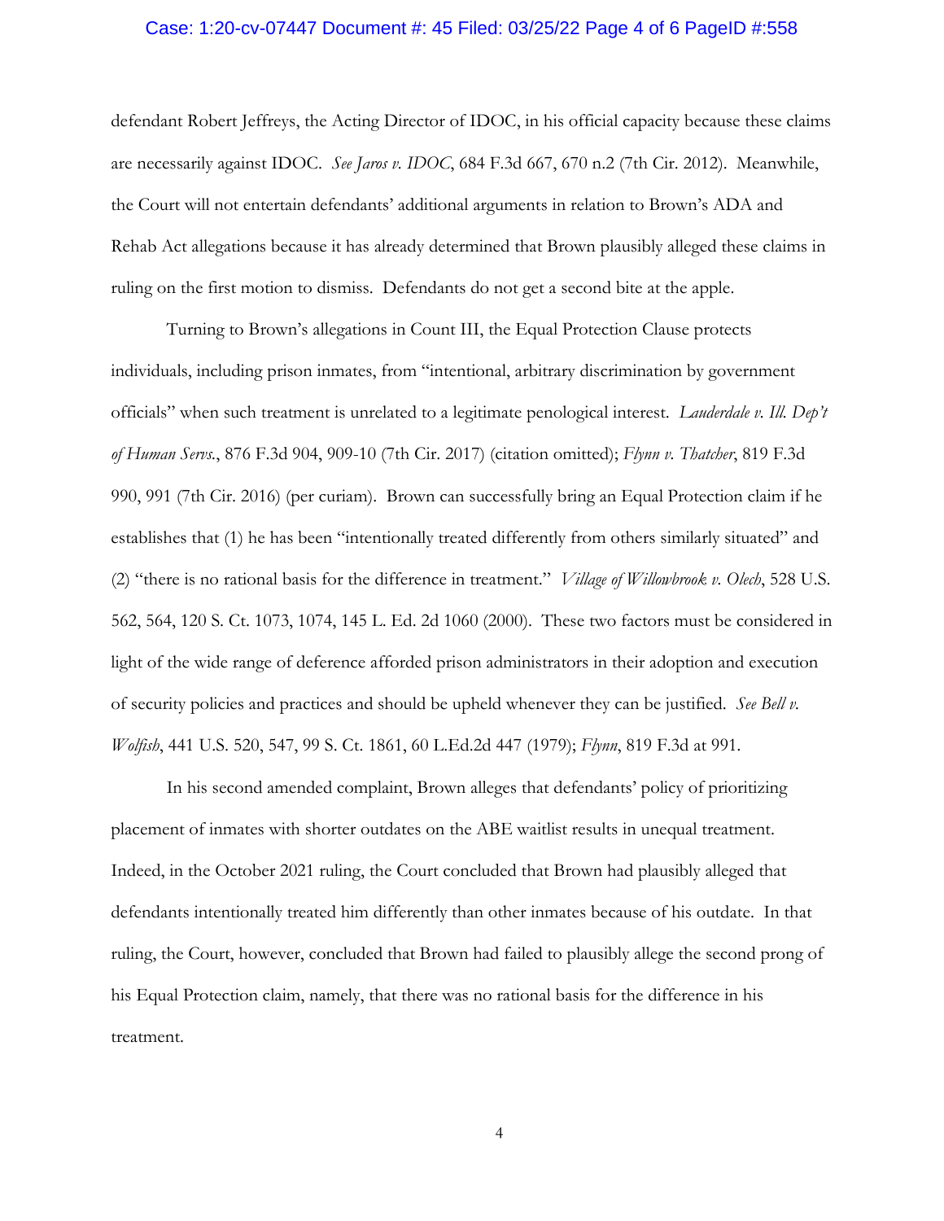defendant Robert Jeffreys, the Acting Director of IDOC, in his official capacity because these claims are necessarily against IDOC. *See Jaros v. IDOC*, 684 F.3d 667, 670 n.2 (7th Cir. 2012). Meanwhile, the Court will not entertain defendants' additional arguments in relation to Brown's ADA and Rehab Act allegations because it has already determined that Brown plausibly alleged these claims in ruling on the first motion to dismiss. Defendants do not get a second bite at the apple.

Turning to Brown's allegations in Count III, the Equal Protection Clause protects individuals, including prison inmates, from "intentional, arbitrary discrimination by government officials" when such treatment is unrelated to a legitimate penological interest. *Lauderdale v. Ill. Dep't of Human Servs.*, 876 F.3d 904, 909-10 (7th Cir. 2017) (citation omitted); *Flynn v. Thatcher*, 819 F.3d 990, 991 (7th Cir. 2016) (per curiam). Brown can successfully bring an Equal Protection claim if he establishes that (1) he has been "intentionally treated differently from others similarly situated" and (2) "there is no rational basis for the difference in treatment." *Village of Willowbrook v. Olech*, 528 U.S. 562, 564, 120 S. Ct. 1073, 1074, 145 L. Ed. 2d 1060 (2000). These two factors must be considered in light of the wide range of deference afforded prison administrators in their adoption and execution of security policies and practices and should be upheld whenever they can be justified. *See Bell v. Wolfish*, 441 U.S. 520, 547, 99 S. Ct. 1861, 60 L.Ed.2d 447 (1979); *Flynn*, 819 F.3d at 991.

In his second amended complaint, Brown alleges that defendants' policy of prioritizing placement of inmates with shorter outdates on the ABE waitlist results in unequal treatment. Indeed, in the October 2021 ruling, the Court concluded that Brown had plausibly alleged that defendants intentionally treated him differently than other inmates because of his outdate. In that ruling, the Court, however, concluded that Brown had failed to plausibly allege the second prong of his Equal Protection claim, namely, that there was no rational basis for the difference in his treatment.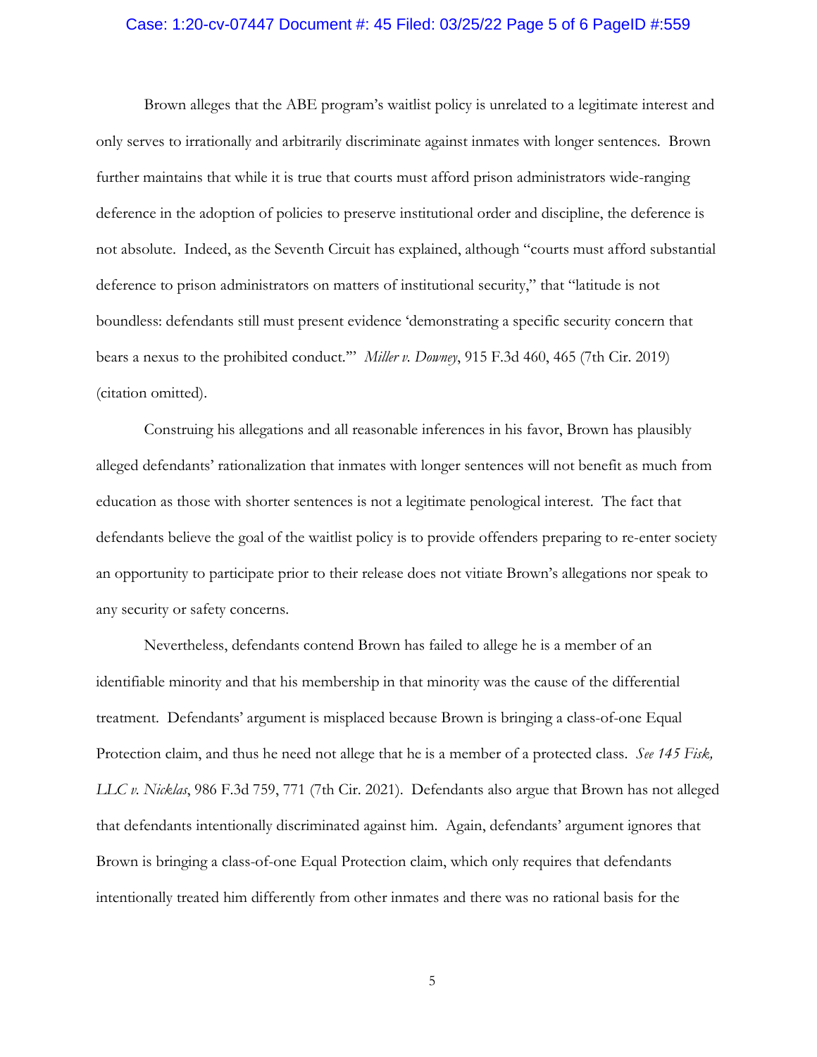Brown alleges that the ABE program's waitlist policy is unrelated to a legitimate interest and only serves to irrationally and arbitrarily discriminate against inmates with longer sentences. Brown further maintains that while it is true that courts must afford prison administrators wide-ranging deference in the adoption of policies to preserve institutional order and discipline, the deference is not absolute. Indeed, as the Seventh Circuit has explained, although "courts must afford substantial deference to prison administrators on matters of institutional security," that "latitude is not boundless: defendants still must present evidence 'demonstrating a specific security concern that bears a nexus to the prohibited conduct.'" *Miller v. Downey*, 915 F.3d 460, 465 (7th Cir. 2019) (citation omitted).

Construing his allegations and all reasonable inferences in his favor, Brown has plausibly alleged defendants' rationalization that inmates with longer sentences will not benefit as much from education as those with shorter sentences is not a legitimate penological interest. The fact that defendants believe the goal of the waitlist policy is to provide offenders preparing to re-enter society an opportunity to participate prior to their release does not vitiate Brown's allegations nor speak to any security or safety concerns.

Nevertheless, defendants contend Brown has failed to allege he is a member of an identifiable minority and that his membership in that minority was the cause of the differential treatment. Defendants' argument is misplaced because Brown is bringing a class-of-one Equal Protection claim, and thus he need not allege that he is a member of a protected class. *See 145 Fisk, LLC v. Nicklas*, 986 F.3d 759, 771 (7th Cir. 2021). Defendants also argue that Brown has not alleged that defendants intentionally discriminated against him. Again, defendants' argument ignores that Brown is bringing a class-of-one Equal Protection claim, which only requires that defendants intentionally treated him differently from other inmates and there was no rational basis for the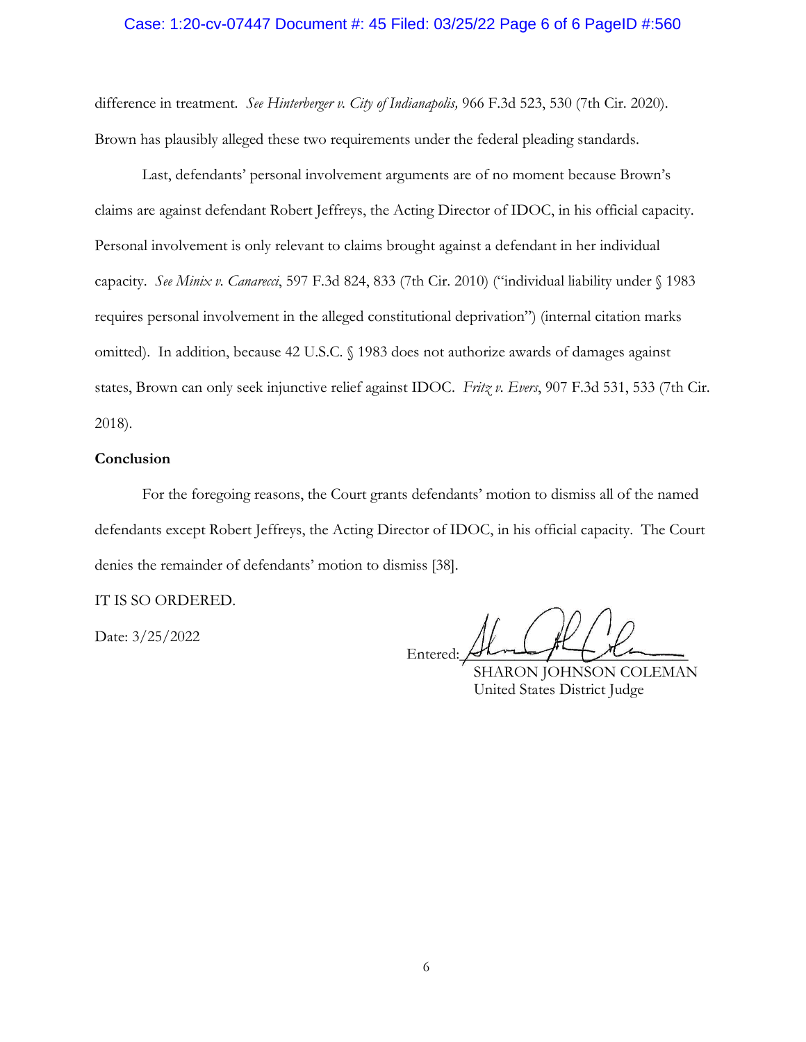difference in treatment. *See Hinterberger v. City of Indianapolis,* 966 F.3d 523, 530 (7th Cir. 2020). Brown has plausibly alleged these two requirements under the federal pleading standards.

Last, defendants' personal involvement arguments are of no moment because Brown's claims are against defendant Robert Jeffreys, the Acting Director of IDOC, in his official capacity. Personal involvement is only relevant to claims brought against a defendant in her individual capacity. *See Minix v. Canarecci*, 597 F.3d 824, 833 (7th Cir. 2010) ("individual liability under § 1983 requires personal involvement in the alleged constitutional deprivation") (internal citation marks omitted). In addition, because 42 U.S.C. § 1983 does not authorize awards of damages against states, Brown can only seek injunctive relief against IDOC. *Fritz v. Evers*, 907 F.3d 531, 533 (7th Cir. 2018).

**Conclusion**

For the foregoing reasons, the Court grants defendants' motion to dismiss all of the named defendants except Robert Jeffreys, the Acting Director of IDOC, in his official capacity. The Court denies the remainder of defendants' motion to dismiss [38].

IT IS SO ORDERED.

Date: 3/25/2022

Entered: ______________________
SHARON JOHNSON COLEMAN
United States District Judge